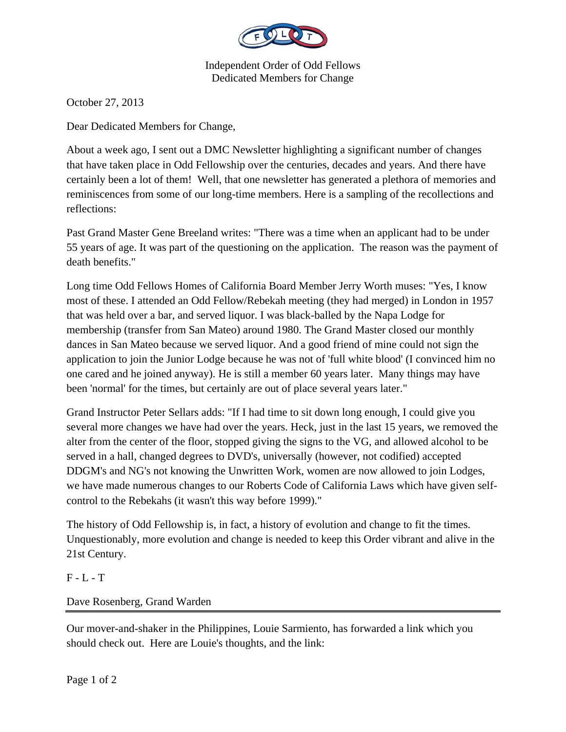Independent Order of Odd Fellows
Dedicated Members for Change

October 27, 2013

Dear Dedicated Members for Change,

About a week ago, I sent out a DMC Newsletter highlighting a significant number of changes that have taken place in Odd Fellowship over the centuries, decades and years. And there have certainly been a lot of them! Well, that one newsletter has generated a plethora of memories and reminiscences from some of our long-time members. Here is a sampling of the recollections and reflections:

Past Grand Master Gene Breeland writes: "There was a time when an applicant had to be under 55 years of age. It was part of the questioning on the application. The reason was the payment of death benefits."

Long time Odd Fellows Homes of California Board Member Jerry Worth muses: "Yes, I know most of these. I attended an Odd Fellow/Rebekah meeting (they had merged) in London in 1957 that was held over a bar, and served liquor. I was black-balled by the Napa Lodge for membership (transfer from San Mateo) around 1980. The Grand Master closed our monthly dances in San Mateo because we served liquor. And a good friend of mine could not sign the application to join the Junior Lodge because he was not of 'full white blood' (I convinced him no one cared and he joined anyway). He is still a member 60 years later. Many things may have been 'normal' for the times, but certainly are out of place several years later."

Grand Instructor Peter Sellars adds: "If I had time to sit down long enough, I could give you several more changes we have had over the years. Heck, just in the last 15 years, we removed the alter from the center of the floor, stopped giving the signs to the VG, and allowed alcohol to be served in a hall, changed degrees to DVD's, universally (however, not codified) accepted DDGM's and NG's not knowing the Unwritten Work, women are now allowed to join Lodges, we have made numerous changes to our Roberts Code of California Laws which have given self-control to the Rebekahs (it wasn't this way before 1999)."

The history of Odd Fellowship is, in fact, a history of evolution and change to fit the times. Unquestionably, more evolution and change is needed to keep this Order vibrant and alive in the 21st Century.

F - L - T

Dave Rosenberg, Grand Warden

---

Our mover-and-shaker in the Philippines, Louie Sarmiento, has forwarded a link which you should check out. Here are Louie's thoughts, and the link: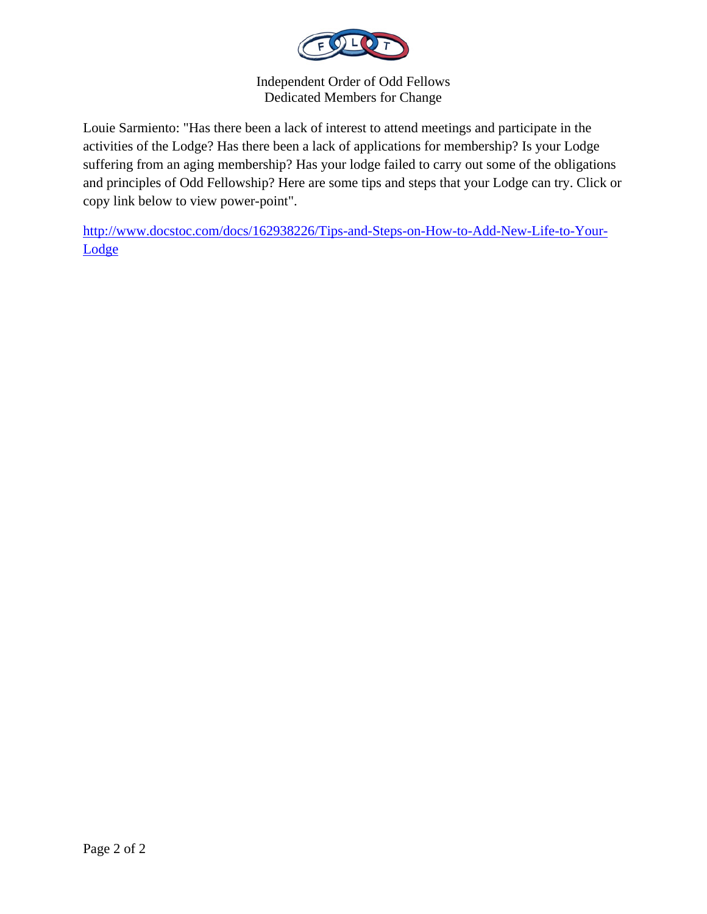Independent Order of Odd Fellows
Dedicated Members for Change

Louie Sarmiento: "Has there been a lack of interest to attend meetings and participate in the activities of the Lodge? Has there been a lack of applications for membership? Is your Lodge suffering from an aging membership? Has your lodge failed to carry out some of the obligations and principles of Odd Fellowship? Here are some tips and steps that your Lodge can try. Click or copy link below to view power-point".

[http://www.docstoc.com/docs/162938226/Tips-and-Steps-on-How-to-Add-New-Life-to-Your-Lodge](http://www.docstoc.com/docs/162938226/Tips-and-Steps-on-How-to-Add-New-Life-to-Your-Lodge)